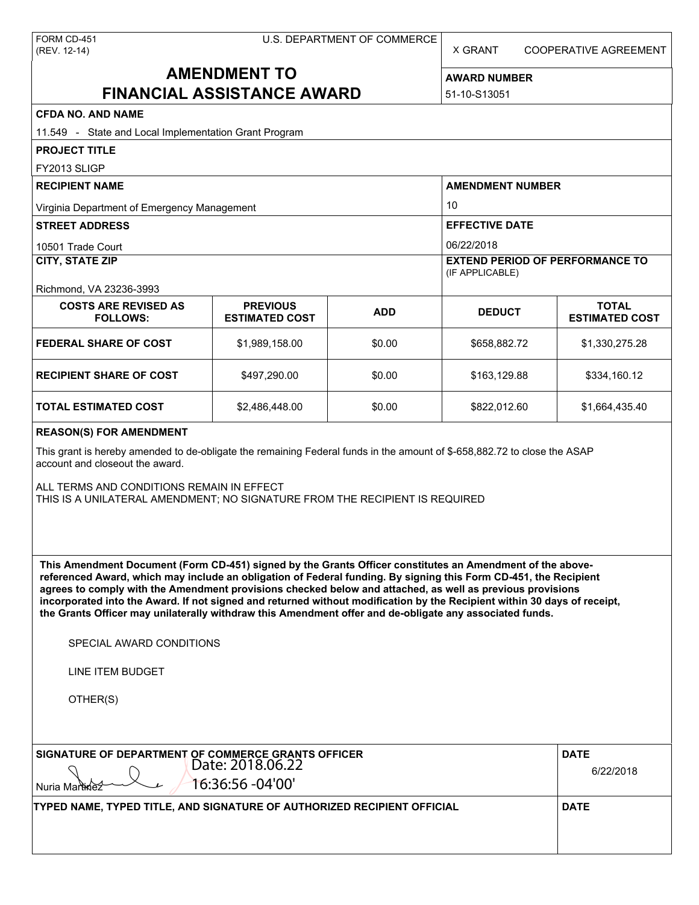FORM CD-451
(REV. 12-14)

U.S. DEPARTMENT OF COMMERCE

X GRANT     COOPERATIVE AGREEMENT

# AMENDMENT TO FINANCIAL ASSISTANCE AWARD

**AWARD NUMBER**

51-10-S13051

**CFDA NO. AND NAME**

11.549 - State and Local Implementation Grant Program

**PROJECT TITLE**

FY2013 SLIGP

**RECIPIENT NAME**

Virginia Department of Emergency Management

**AMENDMENT NUMBER**

10

**STREET ADDRESS**

10501 Trade Court

**EFFECTIVE DATE**

06/22/2018

**CITY, STATE ZIP**

Richmond, VA 23236-3993

**EXTEND PERIOD OF PERFORMANCE TO** (IF APPLICABLE)

| COSTS ARE REVISED AS FOLLOWS: | PREVIOUS ESTIMATED COST | ADD | DEDUCT | TOTAL ESTIMATED COST |
|---|---|---|---|---|
| FEDERAL SHARE OF COST | $1,989,158.00 | $0.00 | $658,882.72 | $1,330,275.28 |
| RECIPIENT SHARE OF COST | $497,290.00 | $0.00 | $163,129.88 | $334,160.12 |
| TOTAL ESTIMATED COST | $2,486,448.00 | $0.00 | $822,012.60 | $1,664,435.40 |

**REASON(S) FOR AMENDMENT**

This grant is hereby amended to de-obligate the remaining Federal funds in the amount of $-658,882.72 to close the ASAP account and closeout the award.

ALL TERMS AND CONDITIONS REMAIN IN EFFECT
THIS IS A UNILATERAL AMENDMENT; NO SIGNATURE FROM THE RECIPIENT IS REQUIRED

**This Amendment Document (Form CD-451) signed by the Grants Officer constitutes an Amendment of the above-referenced Award, which may include an obligation of Federal funding. By signing this Form CD-451, the Recipient agrees to comply with the Amendment provisions checked below and attached, as well as previous provisions incorporated into the Award. If not signed and returned without modification by the Recipient within 30 days of receipt, the Grants Officer may unilaterally withdraw this Amendment offer and de-obligate any associated funds.**

SPECIAL AWARD CONDITIONS

LINE ITEM BUDGET

OTHER(S)

**SIGNATURE OF DEPARTMENT OF COMMERCE GRANTS OFFICER**

Nuria Martinez    Date: 2018.06.22 16:36:56 -04'00'

**DATE**

6/22/2018

**TYPED NAME, TYPED TITLE, AND SIGNATURE OF AUTHORIZED RECIPIENT OFFICIAL**

**DATE**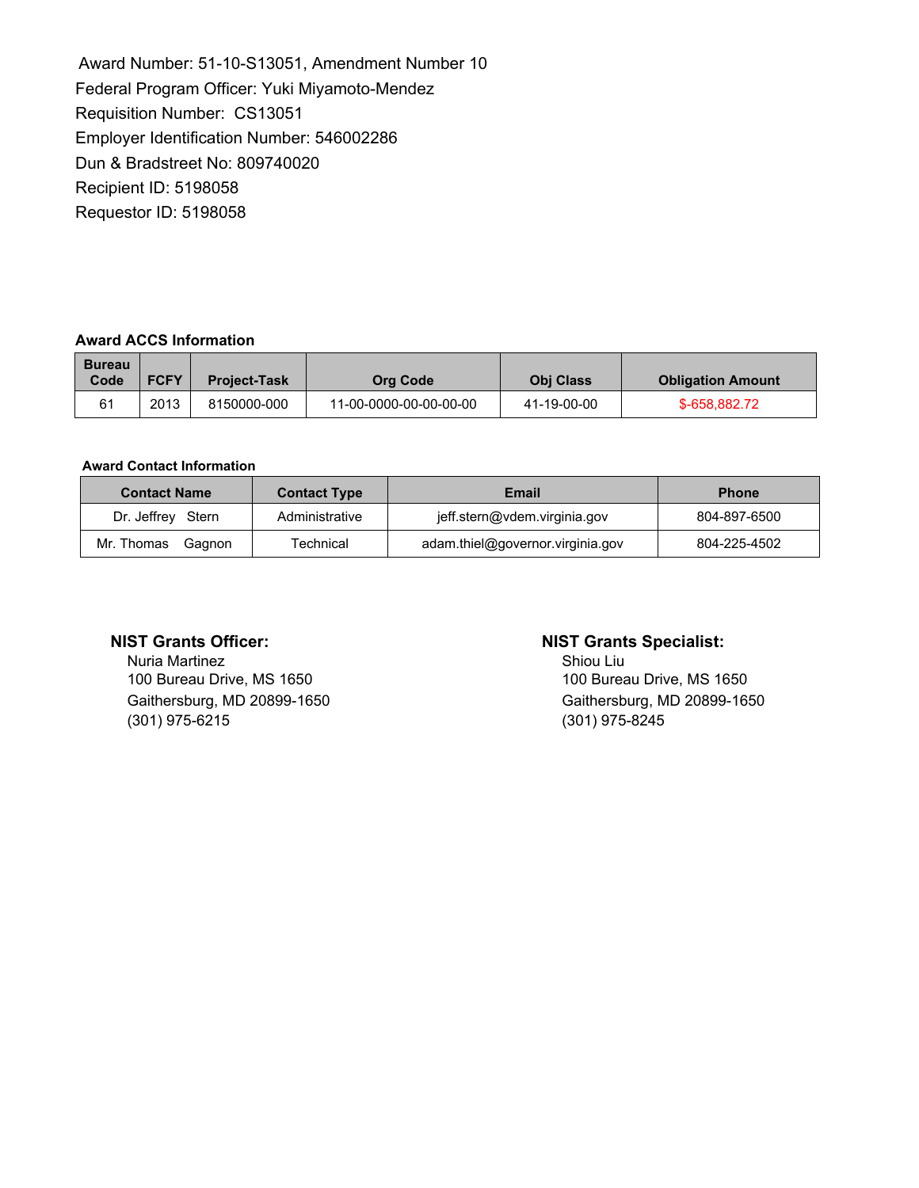Award Number: 51-10-S13051, Amendment Number 10
Federal Program Officer: Yuki Miyamoto-Mendez
Requisition Number: CS13051
Employer Identification Number: 546002286
Dun & Bradstreet No: 809740020
Recipient ID: 5198058
Requestor ID: 5198058

**Award ACCS Information**

| Bureau Code | FCFY | Project-Task | Org Code | Obj Class | Obligation Amount |
|---|---|---|---|---|---|
| 61 | 2013 | 8150000-000 | 11-00-0000-00-00-00-00 | 41-19-00-00 | $-658,882.72 |

**Award Contact Information**

| Contact Name | Contact Type | Email | Phone |
|---|---|---|---|
| Dr. Jeffrey Stern | Administrative | jeff.stern@vdem.virginia.gov | 804-897-6500 |
| Mr. Thomas Gagnon | Technical | adam.thiel@governor.virginia.gov | 804-225-4502 |

**NIST Grants Officer:**
Nuria Martinez
100 Bureau Drive, MS 1650
Gaithersburg, MD 20899-1650
(301) 975-6215

**NIST Grants Specialist:**
Shiou Liu
100 Bureau Drive, MS 1650
Gaithersburg, MD 20899-1650
(301) 975-8245